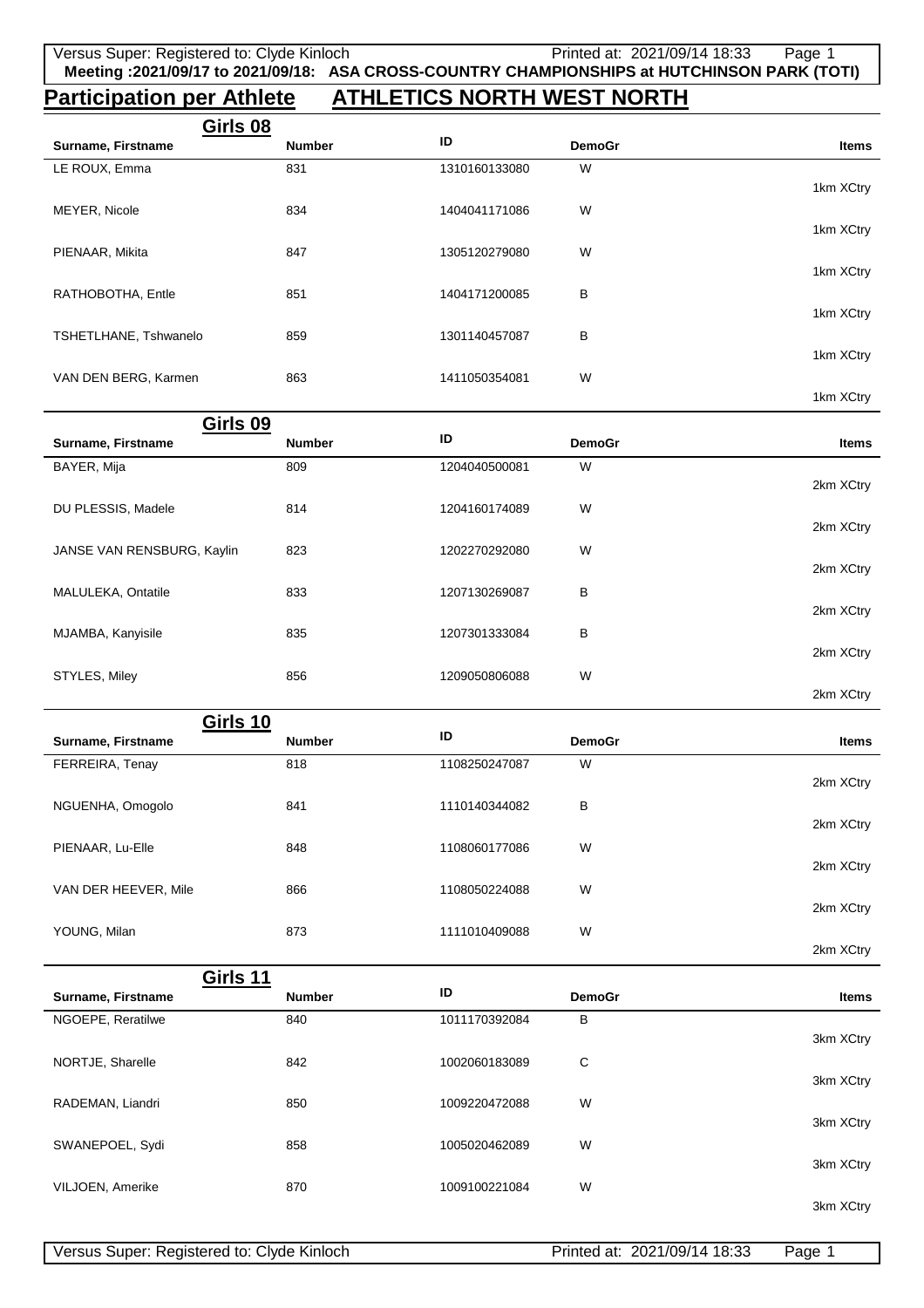**Meeting :2021/09/17 to 2021/09/18: ASA CROSS-COUNTRY CHAMPIONSHIPS at HUTCHINSON PARK (TOTI)**

# Participation per Athlete — ATHLETICS NORTH WEST NORTH

## Girls 08

| Surname, Firstname | Number | ID | DemoGr | Items |
|---|---|---|---|---|
| LE ROUX, Emma | 831 | 1310160133080 | W | 1km XCtry |
| MEYER, Nicole | 834 | 1404041171086 | W | 1km XCtry |
| PIENAAR, Mikita | 847 | 1305120279080 | W | 1km XCtry |
| RATHOBOTHA, Entle | 851 | 1404171200085 | B | 1km XCtry |
| TSHETLHANE, Tshwanelo | 859 | 1301140457087 | B | 1km XCtry |
| VAN DEN BERG, Karmen | 863 | 1411050354081 | W | 1km XCtry |

## Girls 09

| Surname, Firstname | Number | ID | DemoGr | Items |
|---|---|---|---|---|
| BAYER, Mija | 809 | 1204040500081 | W | 2km XCtry |
| DU PLESSIS, Madele | 814 | 1204160174089 | W | 2km XCtry |
| JANSE VAN RENSBURG, Kaylin | 823 | 1202270292080 | W | 2km XCtry |
| MALULEKA, Ontatile | 833 | 1207130269087 | B | 2km XCtry |
| MJAMBA, Kanyisile | 835 | 1207301333084 | B | 2km XCtry |
| STYLES, Miley | 856 | 1209050806088 | W | 2km XCtry |

## Girls 10

| Surname, Firstname | Number | ID | DemoGr | Items |
|---|---|---|---|---|
| FERREIRA, Tenay | 818 | 1108250247087 | W | 2km XCtry |
| NGUENHA, Omogolo | 841 | 1110140344082 | B | 2km XCtry |
| PIENAAR, Lu-Elle | 848 | 1108060177086 | W | 2km XCtry |
| VAN DER HEEVER, Mile | 866 | 1108050224088 | W | 2km XCtry |
| YOUNG, Milan | 873 | 1111010409088 | W | 2km XCtry |

## Girls 11

| Surname, Firstname | Number | ID | DemoGr | Items |
|---|---|---|---|---|
| NGOEPE, Reratilwe | 840 | 1011170392084 | B | 3km XCtry |
| NORTJE, Sharelle | 842 | 1002060183089 | C | 3km XCtry |
| RADEMAN, Liandri | 850 | 1009220472088 | W | 3km XCtry |
| SWANEPOEL, Sydi | 858 | 1005020462089 | W | 3km XCtry |
| VILJOEN, Amerike | 870 | 1009100221084 | W | 3km XCtry |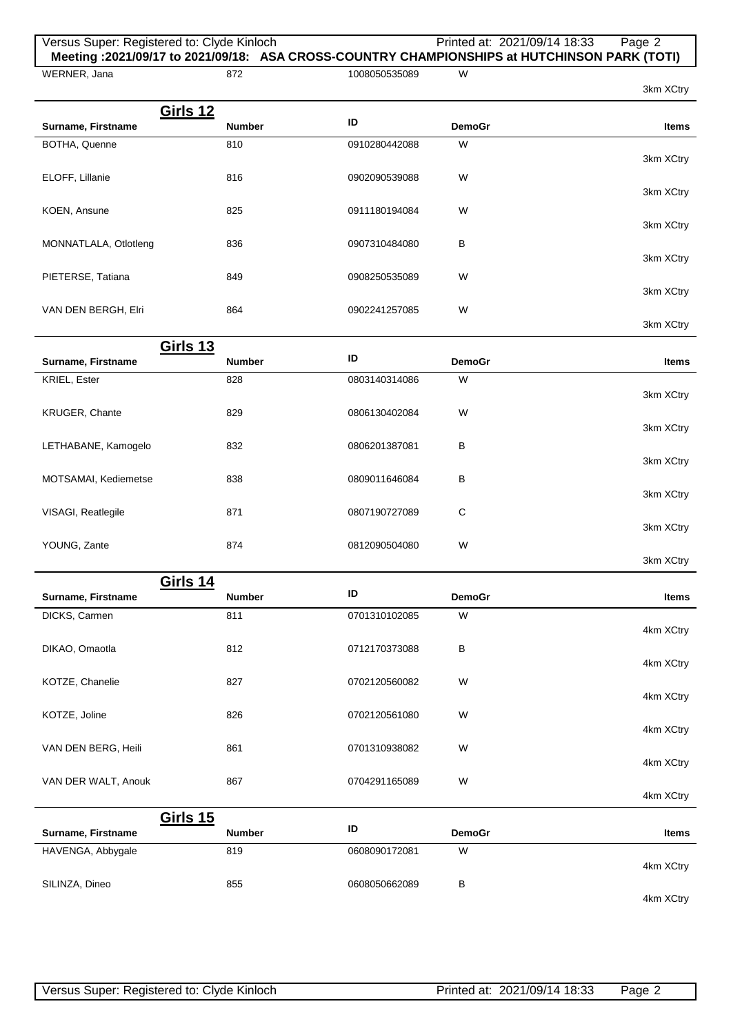Meeting :2021/09/17 to 2021/09/18: ASA CROSS-COUNTRY CHAMPIONSHIPS at HUTCHINSON PARK (TOTI)

| Surname, Firstname | Number | ID | DemoGr | Items |
|---|---|---|---|---|
| WERNER, Jana | 872 | 1008050535089 | W | 3km XCtry |

## Girls 12

| Surname, Firstname | Number | ID | DemoGr | Items |
|---|---|---|---|---|
| BOTHA, Quenne | 810 | 0910280442088 | W | 3km XCtry |
| ELOFF, Lillanie | 816 | 0902090539088 | W | 3km XCtry |
| KOEN, Ansune | 825 | 0911180194084 | W | 3km XCtry |
| MONNATLALA, Otlotleng | 836 | 0907310484080 | B | 3km XCtry |
| PIETERSE, Tatiana | 849 | 0908250535089 | W | 3km XCtry |
| VAN DEN BERGH, Elri | 864 | 0902241257085 | W | 3km XCtry |

## Girls 13

| Surname, Firstname | Number | ID | DemoGr | Items |
|---|---|---|---|---|
| KRIEL, Ester | 828 | 0803140314086 | W | 3km XCtry |
| KRUGER, Chante | 829 | 0806130402084 | W | 3km XCtry |
| LETHABANE, Kamogelo | 832 | 0806201387081 | B | 3km XCtry |
| MOTSAMAI, Kediemetse | 838 | 0809011646084 | B | 3km XCtry |
| VISAGI, Reatlegile | 871 | 0807190727089 | C | 3km XCtry |
| YOUNG, Zante | 874 | 0812090504080 | W | 3km XCtry |

## Girls 14

| Surname, Firstname | Number | ID | DemoGr | Items |
|---|---|---|---|---|
| DICKS, Carmen | 811 | 0701310102085 | W | 4km XCtry |
| DIKAO, Omaotla | 812 | 0712170373088 | B | 4km XCtry |
| KOTZE, Chanelie | 827 | 0702120560082 | W | 4km XCtry |
| KOTZE, Joline | 826 | 0702120561080 | W | 4km XCtry |
| VAN DEN BERG, Heili | 861 | 0701310938082 | W | 4km XCtry |
| VAN DER WALT, Anouk | 867 | 0704291165089 | W | 4km XCtry |

## Girls 15

| Surname, Firstname | Number | ID | DemoGr | Items |
|---|---|---|---|---|
| HAVENGA, Abbygale | 819 | 0608090172081 | W | 4km XCtry |
| SILINZA, Dineo | 855 | 0608050662089 | B | 4km XCtry |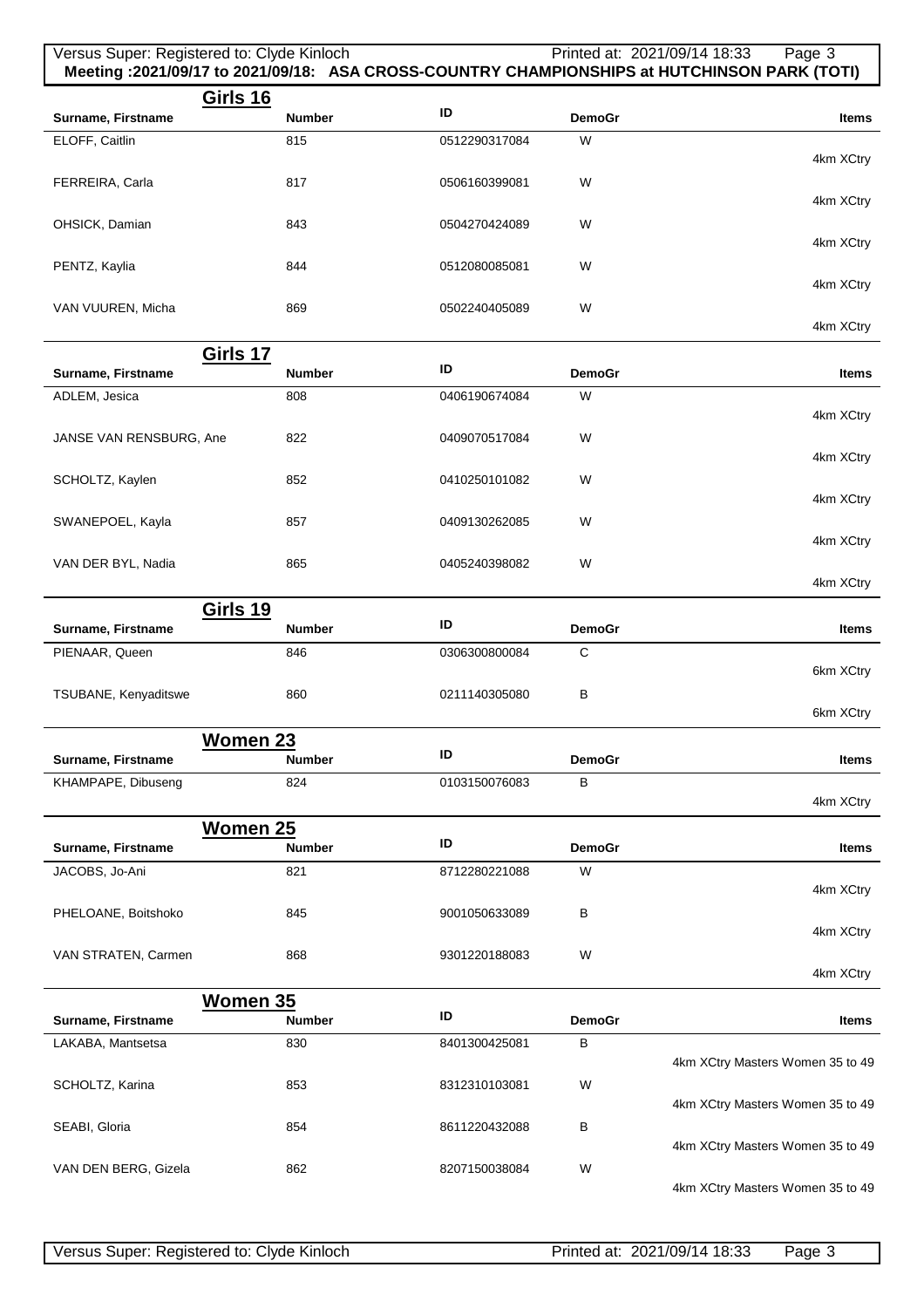**Meeting :2021/09/17 to 2021/09/18: ASA CROSS-COUNTRY CHAMPIONSHIPS at HUTCHINSON PARK (TOTI)**

## Girls 16

| Surname, Firstname | Number | ID | DemoGr | Items |
|---|---|---|---|---|
| ELOFF, Caitlin | 815 | 0512290317084 | W | 4km XCtry |
| FERREIRA, Carla | 817 | 0506160399081 | W | 4km XCtry |
| OHSICK, Damian | 843 | 0504270424089 | W | 4km XCtry |
| PENTZ, Kaylia | 844 | 0512080085081 | W | 4km XCtry |
| VAN VUUREN, Micha | 869 | 0502240405089 | W | 4km XCtry |

## Girls 17

| Surname, Firstname | Number | ID | DemoGr | Items |
|---|---|---|---|---|
| ADLEM, Jesica | 808 | 0406190674084 | W | 4km XCtry |
| JANSE VAN RENSBURG, Ane | 822 | 0409070517084 | W | 4km XCtry |
| SCHOLTZ, Kaylen | 852 | 0410250101082 | W | 4km XCtry |
| SWANEPOEL, Kayla | 857 | 0409130262085 | W | 4km XCtry |
| VAN DER BYL, Nadia | 865 | 0405240398082 | W | 4km XCtry |

## Girls 19

| Surname, Firstname | Number | ID | DemoGr | Items |
|---|---|---|---|---|
| PIENAAR, Queen | 846 | 0306300800084 | C | 6km XCtry |
| TSUBANE, Kenyaditswe | 860 | 0211140305080 | B | 6km XCtry |

## Women 23

| Surname, Firstname | Number | ID | DemoGr | Items |
|---|---|---|---|---|
| KHAMPAPE, Dibuseng | 824 | 0103150076083 | B | 4km XCtry |

## Women 25

| Surname, Firstname | Number | ID | DemoGr | Items |
|---|---|---|---|---|
| JACOBS, Jo-Ani | 821 | 8712280221088 | W | 4km XCtry |
| PHELOANE, Boitshoko | 845 | 9001050633089 | B | 4km XCtry |
| VAN STRATEN, Carmen | 868 | 9301220188083 | W | 4km XCtry |

## Women 35

| Surname, Firstname | Number | ID | DemoGr | Items |
|---|---|---|---|---|
| LAKABA, Mantsetsa | 830 | 8401300425081 | B | 4km XCtry Masters Women 35 to 49 |
| SCHOLTZ, Karina | 853 | 8312310103081 | W | 4km XCtry Masters Women 35 to 49 |
| SEABI, Gloria | 854 | 8611220432088 | B | 4km XCtry Masters Women 35 to 49 |
| VAN DEN BERG, Gizela | 862 | 8207150038084 | W | 4km XCtry Masters Women 35 to 49 |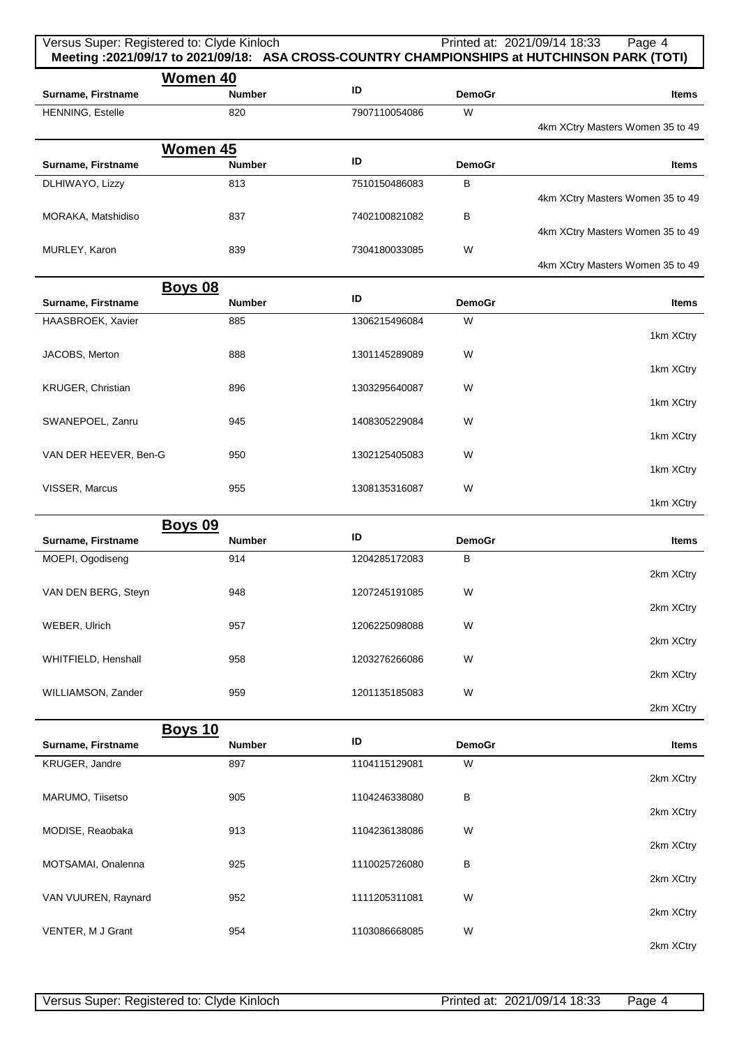**Meeting :2021/09/17 to 2021/09/18: ASA CROSS-COUNTRY CHAMPIONSHIPS at HUTCHINSON PARK (TOTI)**

## Women 40

| Surname, Firstname | Number | ID | DemoGr | Items |
|---|---|---|---|---|
| HENNING, Estelle | 820 | 7907110054086 | W | 4km XCtry Masters Women 35 to 49 |

## Women 45

| Surname, Firstname | Number | ID | DemoGr | Items |
|---|---|---|---|---|
| DLHIWAYO, Lizzy | 813 | 7510150486083 | B | 4km XCtry Masters Women 35 to 49 |
| MORAKA, Matshidiso | 837 | 7402100821082 | B | 4km XCtry Masters Women 35 to 49 |
| MURLEY, Karon | 839 | 7304180033085 | W | 4km XCtry Masters Women 35 to 49 |

## Boys 08

| Surname, Firstname | Number | ID | DemoGr | Items |
|---|---|---|---|---|
| HAASBROEK, Xavier | 885 | 1306215496084 | W | 1km XCtry |
| JACOBS, Merton | 888 | 1301145289089 | W | 1km XCtry |
| KRUGER, Christian | 896 | 1303295640087 | W | 1km XCtry |
| SWANEPOEL, Zanru | 945 | 1408305229084 | W | 1km XCtry |
| VAN DER HEEVER, Ben-G | 950 | 1302125405083 | W | 1km XCtry |
| VISSER, Marcus | 955 | 1308135316087 | W | 1km XCtry |

## Boys 09

| Surname, Firstname | Number | ID | DemoGr | Items |
|---|---|---|---|---|
| MOEPI, Ogodiseng | 914 | 1204285172083 | B | 2km XCtry |
| VAN DEN BERG, Steyn | 948 | 1207245191085 | W | 2km XCtry |
| WEBER, Ulrich | 957 | 1206225098088 | W | 2km XCtry |
| WHITFIELD, Henshall | 958 | 1203276266086 | W | 2km XCtry |
| WILLIAMSON, Zander | 959 | 1201135185083 | W | 2km XCtry |

## Boys 10

| Surname, Firstname | Number | ID | DemoGr | Items |
|---|---|---|---|---|
| KRUGER, Jandre | 897 | 1104115129081 | W | 2km XCtry |
| MARUMO, Tiisetso | 905 | 1104246338080 | B | 2km XCtry |
| MODISE, Reaobaka | 913 | 1104236138086 | W | 2km XCtry |
| MOTSAMAI, Onalenna | 925 | 1110025726080 | B | 2km XCtry |
| VAN VUUREN, Raynard | 952 | 1111205311081 | W | 2km XCtry |
| VENTER, M J Grant | 954 | 1103086668085 | W | 2km XCtry |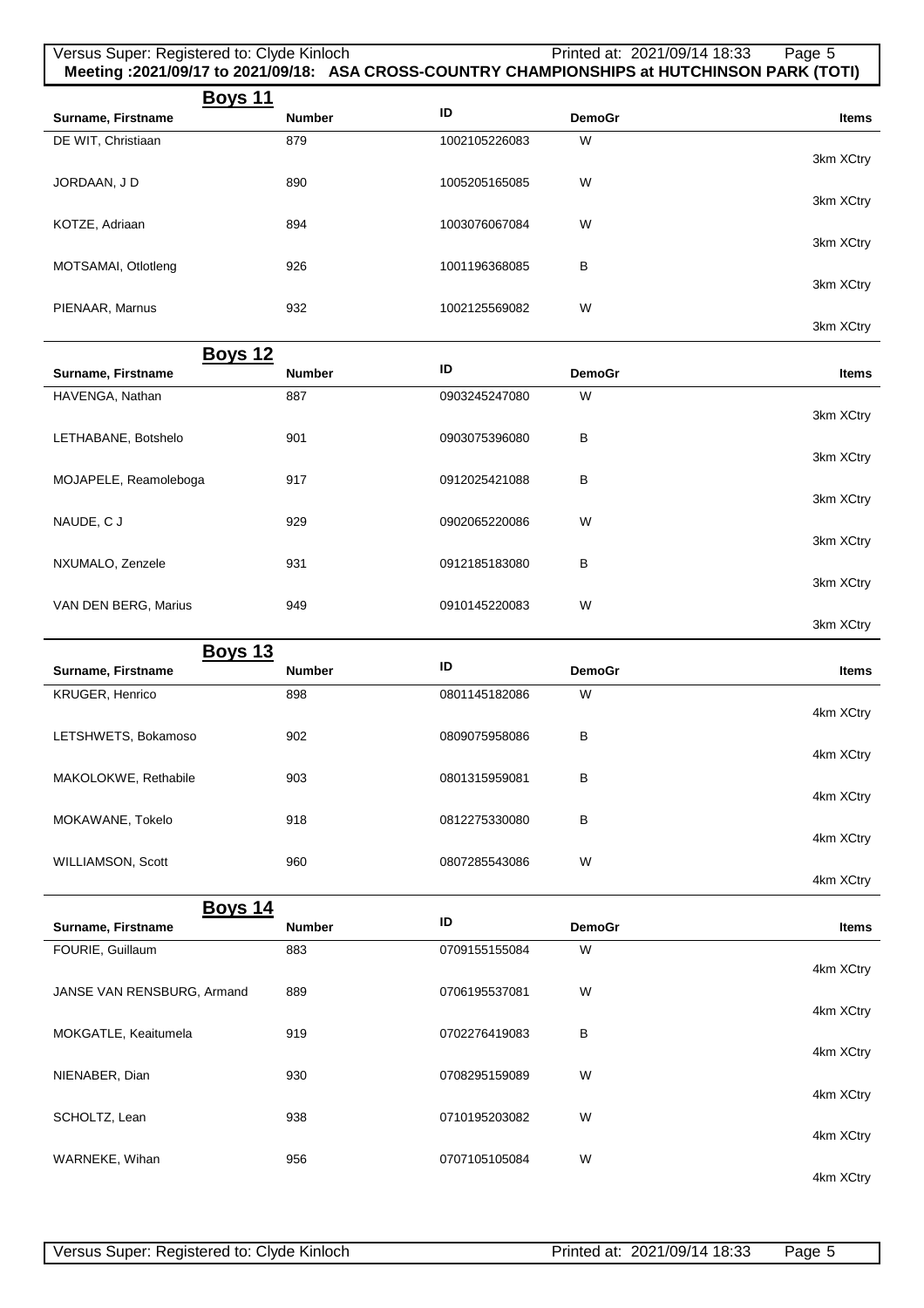**Meeting :2021/09/17 to 2021/09/18: ASA CROSS-COUNTRY CHAMPIONSHIPS at HUTCHINSON PARK (TOTI)**

## Boys 11

| Surname, Firstname | Number | ID | DemoGr | Items |
|---|---|---|---|---|
| DE WIT, Christiaan | 879 | 1002105226083 | W | 3km XCtry |
| JORDAAN, J D | 890 | 1005205165085 | W | 3km XCtry |
| KOTZE, Adriaan | 894 | 1003076067084 | W | 3km XCtry |
| MOTSAMAI, Otlotleng | 926 | 1001196368085 | B | 3km XCtry |
| PIENAAR, Marnus | 932 | 1002125569082 | W | 3km XCtry |

## Boys 12

| Surname, Firstname | Number | ID | DemoGr | Items |
|---|---|---|---|---|
| HAVENGA, Nathan | 887 | 0903245247080 | W | 3km XCtry |
| LETHABANE, Botshelo | 901 | 0903075396080 | B | 3km XCtry |
| MOJAPELE, Reamoleboga | 917 | 0912025421088 | B | 3km XCtry |
| NAUDE, C J | 929 | 0902065220086 | W | 3km XCtry |
| NXUMALO, Zenzele | 931 | 0912185183080 | B | 3km XCtry |
| VAN DEN BERG, Marius | 949 | 0910145220083 | W | 3km XCtry |

## Boys 13

| Surname, Firstname | Number | ID | DemoGr | Items |
|---|---|---|---|---|
| KRUGER, Henrico | 898 | 0801145182086 | W | 4km XCtry |
| LETSHWETS, Bokamoso | 902 | 0809075958086 | B | 4km XCtry |
| MAKOLOKWE, Rethabile | 903 | 0801315959081 | B | 4km XCtry |
| MOKAWANE, Tokelo | 918 | 0812275330080 | B | 4km XCtry |
| WILLIAMSON, Scott | 960 | 0807285543086 | W | 4km XCtry |

## Boys 14

| Surname, Firstname | Number | ID | DemoGr | Items |
|---|---|---|---|---|
| FOURIE, Guillaum | 883 | 0709155155084 | W | 4km XCtry |
| JANSE VAN RENSBURG, Armand | 889 | 0706195537081 | W | 4km XCtry |
| MOKGATLE, Keaitumela | 919 | 0702276419083 | B | 4km XCtry |
| NIENABER, Dian | 930 | 0708295159089 | W | 4km XCtry |
| SCHOLTZ, Lean | 938 | 0710195203082 | W | 4km XCtry |
| WARNEKE, Wihan | 956 | 0707105105084 | W | 4km XCtry |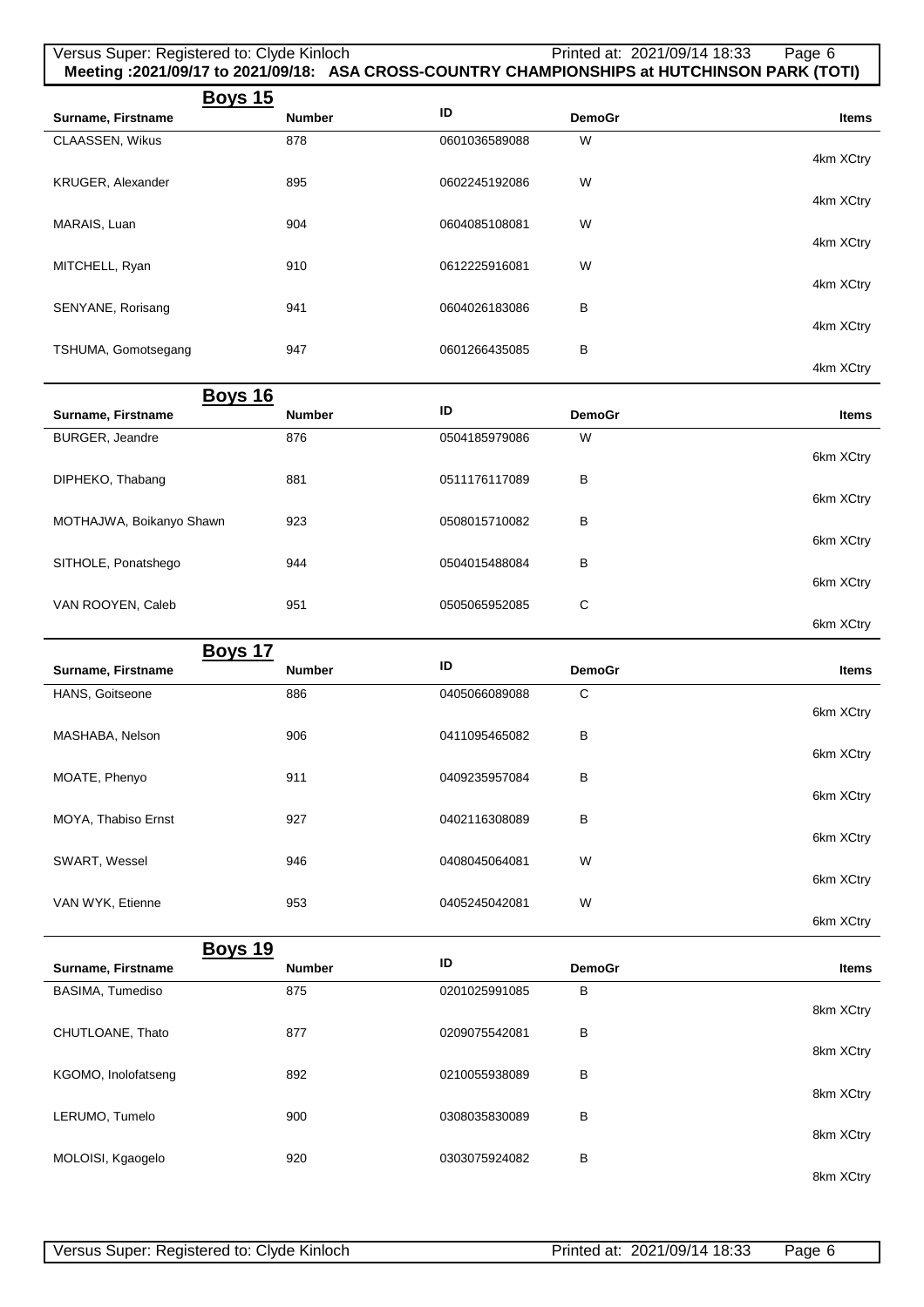## Boys 15

| Surname, Firstname | Number | ID | DemoGr | Items |
|---|---|---|---|---|
| CLAASSEN, Wikus | 878 | 0601036589088 | W | 4km XCtry |
| KRUGER, Alexander | 895 | 0602245192086 | W | 4km XCtry |
| MARAIS, Luan | 904 | 0604085108081 | W | 4km XCtry |
| MITCHELL, Ryan | 910 | 0612225916081 | W | 4km XCtry |
| SENYANE, Rorisang | 941 | 0604026183086 | B | 4km XCtry |
| TSHUMA, Gomotsegang | 947 | 0601266435085 | B | 4km XCtry |

## Boys 16

| Surname, Firstname | Number | ID | DemoGr | Items |
|---|---|---|---|---|
| BURGER, Jeandre | 876 | 0504185979086 | W | 6km XCtry |
| DIPHEKO, Thabang | 881 | 0511176117089 | B | 6km XCtry |
| MOTHAJWA, Boikanyo Shawn | 923 | 0508015710082 | B | 6km XCtry |
| SITHOLE, Ponatshego | 944 | 0504015488084 | B | 6km XCtry |
| VAN ROOYEN, Caleb | 951 | 0505065952085 | C | 6km XCtry |

## Boys 17

| Surname, Firstname | Number | ID | DemoGr | Items |
|---|---|---|---|---|
| HANS, Goitseone | 886 | 0405066089088 | C | 6km XCtry |
| MASHABA, Nelson | 906 | 0411095465082 | B | 6km XCtry |
| MOATE, Phenyo | 911 | 0409235957084 | B | 6km XCtry |
| MOYA, Thabiso Ernst | 927 | 0402116308089 | B | 6km XCtry |
| SWART, Wessel | 946 | 0408045064081 | W | 6km XCtry |
| VAN WYK, Etienne | 953 | 0405245042081 | W | 6km XCtry |

## Boys 19

| Surname, Firstname | Number | ID | DemoGr | Items |
|---|---|---|---|---|
| BASIMA, Tumediso | 875 | 0201025991085 | B | 8km XCtry |
| CHUTLOANE, Thato | 877 | 0209075542081 | B | 8km XCtry |
| KGOMO, Inolofatseng | 892 | 0210055938089 | B | 8km XCtry |
| LERUMO, Tumelo | 900 | 0308035830089 | B | 8km XCtry |
| MOLOISI, Kgaogelo | 920 | 0303075924082 | B | 8km XCtry |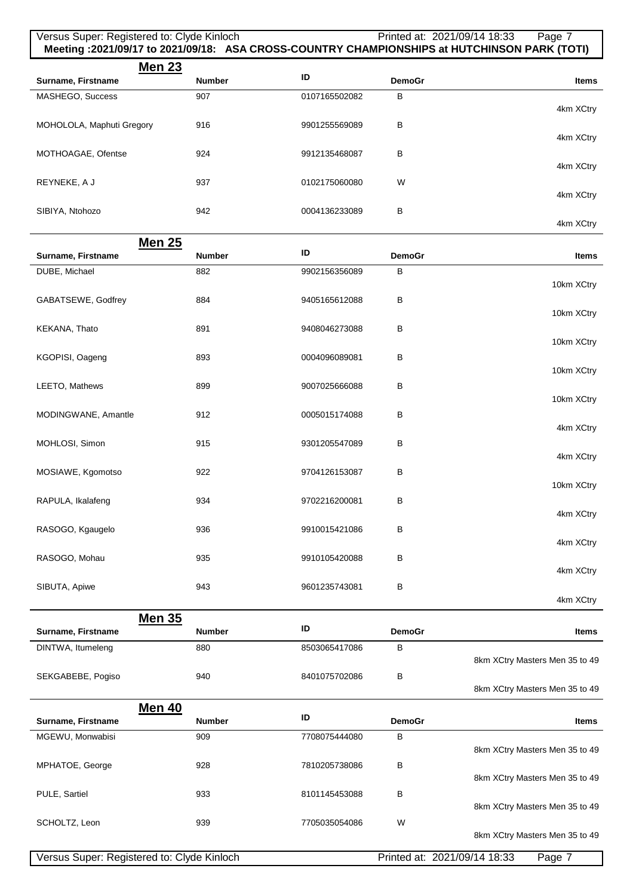**Meeting :2021/09/17 to 2021/09/18: ASA CROSS-COUNTRY CHAMPIONSHIPS at HUTCHINSON PARK (TOTI)**

## Men 23

| Surname, Firstname | Number | ID | DemoGr | Items |
|---|---|---|---|---|
| MASHEGO, Success | 907 | 0107165502082 | B | 4km XCtry |
| MOHOLOLA, Maphuti Gregory | 916 | 9901255569089 | B | 4km XCtry |
| MOTHOAGAE, Ofentse | 924 | 9912135468087 | B | 4km XCtry |
| REYNEKE, A J | 937 | 0102175060080 | W | 4km XCtry |
| SIBIYA, Ntohozo | 942 | 0004136233089 | B | 4km XCtry |

## Men 25

| Surname, Firstname | Number | ID | DemoGr | Items |
|---|---|---|---|---|
| DUBE, Michael | 882 | 9902156356089 | B | 10km XCtry |
| GABATSEWE, Godfrey | 884 | 9405165612088 | B | 10km XCtry |
| KEKANA, Thato | 891 | 9408046273088 | B | 10km XCtry |
| KGOPISI, Oageng | 893 | 0004096089081 | B | 10km XCtry |
| LEETO, Mathews | 899 | 9007025666088 | B | 10km XCtry |
| MODINGWANE, Amantle | 912 | 0005015174088 | B | 4km XCtry |
| MOHLOSI, Simon | 915 | 9301205547089 | B | 4km XCtry |
| MOSIAWE, Kgomotso | 922 | 9704126153087 | B | 10km XCtry |
| RAPULA, Ikalafeng | 934 | 9702216200081 | B | 4km XCtry |
| RASOGO, Kgaugelo | 936 | 9910015421086 | B | 4km XCtry |
| RASOGO, Mohau | 935 | 9910105420088 | B | 4km XCtry |
| SIBUTA, Apiwe | 943 | 9601235743081 | B | 4km XCtry |

## Men 35

| Surname, Firstname | Number | ID | DemoGr | Items |
|---|---|---|---|---|
| DINTWA, Itumeleng | 880 | 8503065417086 | B | 8km XCtry Masters Men 35 to 49 |
| SEKGABEBE, Pogiso | 940 | 8401075702086 | B | 8km XCtry Masters Men 35 to 49 |

## Men 40

| Surname, Firstname | Number | ID | DemoGr | Items |
|---|---|---|---|---|
| MGEWU, Monwabisi | 909 | 7708075444080 | B | 8km XCtry Masters Men 35 to 49 |
| MPHATOE, George | 928 | 7810205738086 | B | 8km XCtry Masters Men 35 to 49 |
| PULE, Sartiel | 933 | 8101145453088 | B | 8km XCtry Masters Men 35 to 49 |
| SCHOLTZ, Leon | 939 | 7705035054086 | W | 8km XCtry Masters Men 35 to 49 |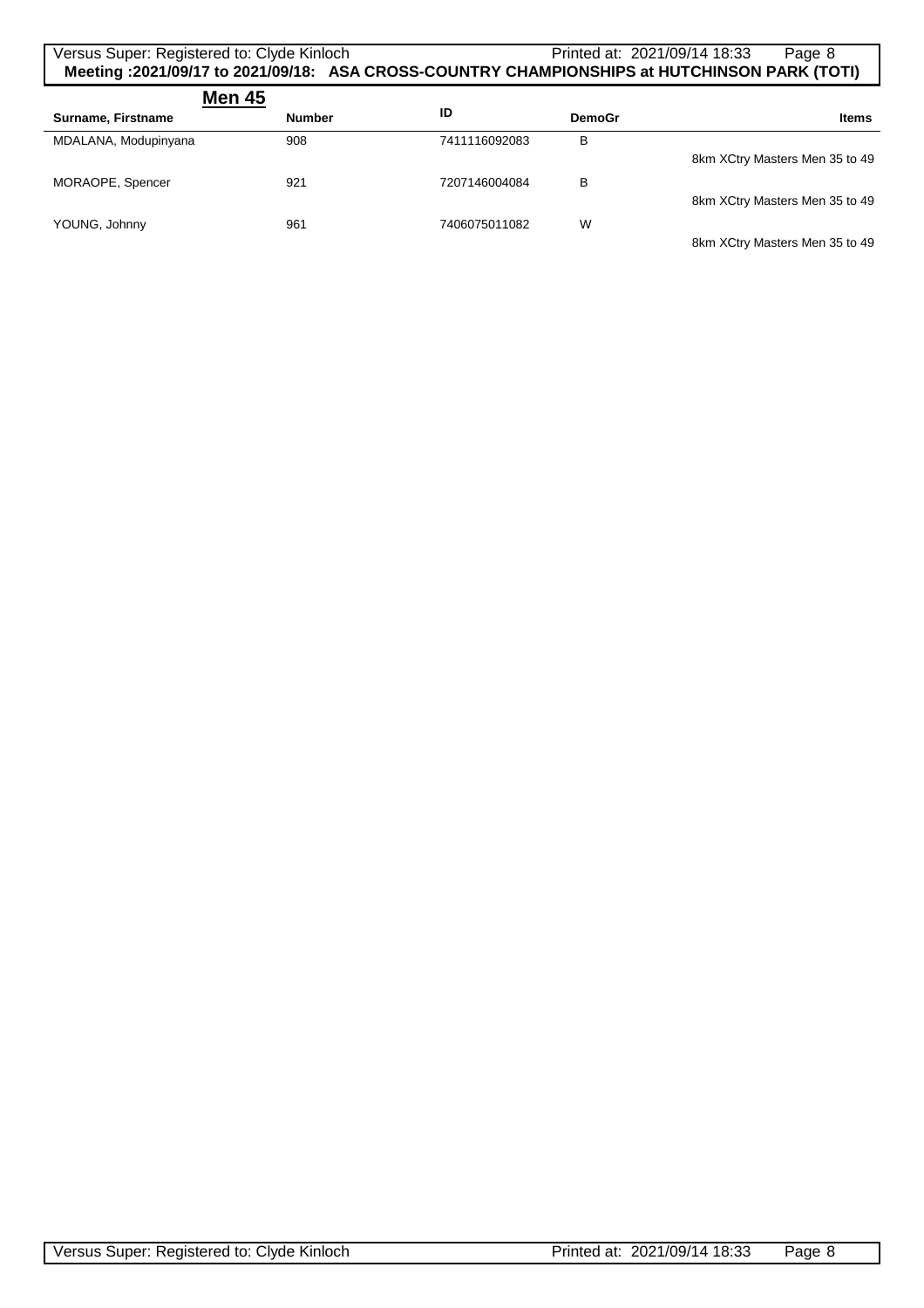**Meeting :2021/09/17 to 2021/09/18: ASA CROSS-COUNTRY CHAMPIONSHIPS at HUTCHINSON PARK (TOTI)**

## Men 45

| Surname, Firstname | Number | ID | DemoGr | Items |
|---|---|---|---|---|
| MDALANA, Modupinyana | 908 | 7411116092083 | B | 8km XCtry Masters Men 35 to 49 |
| MORAOPE, Spencer | 921 | 7207146004084 | B | 8km XCtry Masters Men 35 to 49 |
| YOUNG, Johnny | 961 | 7406075011082 | W | 8km XCtry Masters Men 35 to 49 |